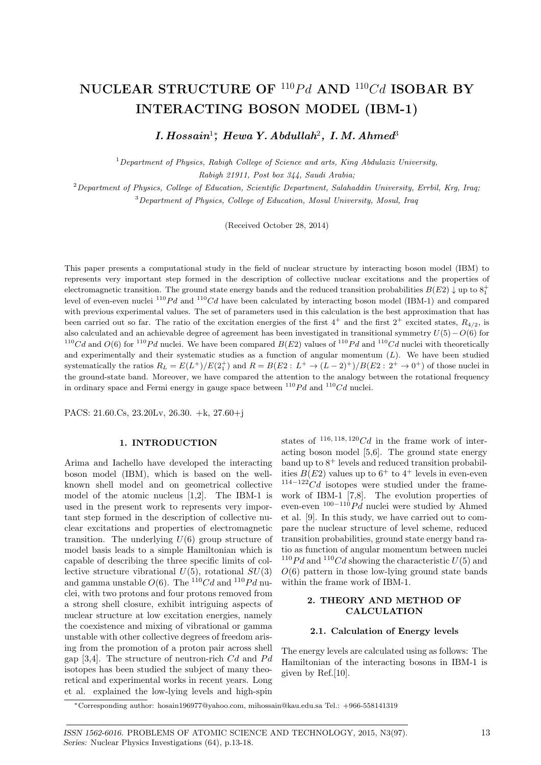# NUCLEAR STRUCTURE OF $^{110}Pd$ AND $^{110}Cd$ ISOBAR BY INTERACTING BOSON MODEL (IBM-1)

***I. Hossain*[1]*, *Hewa Y. Abdullah*[2], *I. M. Ahmed*[3]**

[1] *Department of Physics, Rabigh College of Science and arts, King Abdulaziz University, Rabigh 21911, Post box 344, Saudi Arabia;*

[2] *Department of Physics, College of Education, Scientific Department, Salahaddin University, Errbil, Krg, Iraq;*

[3] *Department of Physics, College of Education, Mosul University, Mosul, Iraq*

(Received October 28, 2014)

This paper presents a computational study in the field of nuclear structure by interacting boson model (IBM) to represents very important step formed in the description of collective nuclear excitations and the properties of electromagnetic transition. The ground state energy bands and the reduced transition probabilities $B(E2)\downarrow$ up to $8_1^+$ level of even-even nuclei $^{110}Pd$ and $^{110}Cd$ have been calculated by interacting boson model (IBM-1) and compared with previous experimental values. The set of parameters used in this calculation is the best approximation that has been carried out so far. The ratio of the excitation energies of the first $4^+$ and the first $2^+$ excited states, $R_{4/2}$, is also calculated and an achievable degree of agreement has been investigated in transitional symmetry $U(5)-O(6)$ for $^{110}Cd$ and $O(6)$ for $^{110}Pd$ nuclei. We have been compared $B(E2)$ values of $^{110}Pd$ and $^{110}Cd$ nuclei with theoretically and experimentally and their systematic studies as a function of angular momentum ($L$). We have been studied systematically the ratios $R_L = E(L^+)/E(2_1^+)$ and $R = B(E2: L^+ \to (L-2)^+)/B(E2: 2^+ \to 0^+)$ of those nuclei in the ground-state band. Moreover, we have compared the attention to the analogy between the rotational frequency in ordinary space and Fermi energy in gauge space between $^{110}Pd$ and $^{110}Cd$ nuclei.

PACS: 21.60.Cs, 23.20Lv, 26.30. +k, 27.60+j

## 1. INTRODUCTION

Arima and Iachello have developed the interacting boson model (IBM), which is based on the well-known shell model and on geometrical collective model of the atomic nucleus [1,2]. The IBM-1 is used in the present work to represents very important step formed in the description of collective nuclear excitations and properties of electromagnetic transition. The underlying $U(6)$ group structure of model basis leads to a simple Hamiltonian which is capable of describing the three specific limits of collective structure vibrational $U(5)$, rotational $SU(3)$ and gamma unstable $O(6)$. The $^{110}Cd$ and $^{110}Pd$ nuclei, with two protons and four protons removed from a strong shell closure, exhibit intriguing aspects of nuclear structure at low excitation energies, namely the coexistence and mixing of vibrational or gamma unstable with other collective degrees of freedom arising from the promotion of a proton pair across shell gap [3,4]. The structure of neutron-rich $Cd$ and $Pd$ isotopes has been studied the subject of many theoretical and experimental works in recent years. Long et al. explained the low-lying levels and high-spin states of $^{116,118,120}Cd$ in the frame work of interacting boson model [5,6]. The ground state energy band up to $8^+$ levels and reduced transition probabilities $B(E2)$ values up to $6^+$ to $4^+$ levels in even-even $^{114-122}Cd$ isotopes were studied under the framework of IBM-1 [7,8]. The evolution properties of even-even $^{100-110}Pd$ nuclei were studied by Ahmed et al. [9]. In this study, we have carried out to compare the nuclear structure of level scheme, reduced transition probabilities, ground state energy band ratio as function of angular momentum between nuclei $^{110}Pd$ and $^{110}Cd$ showing the characteristic $U(5)$ and $O(6)$ pattern in those low-lying ground state bands within the frame work of IBM-1.

## 2. THEORY AND METHOD OF CALCULATION

### 2.1. Calculation of Energy levels

The energy levels are calculated using as follows: The Hamiltonian of the interacting bosons in IBM-1 is given by Ref.[10].

*Corresponding author: hosain196977@yahoo.com, mihossain@kau.edu.sa Tel.: +966-558141319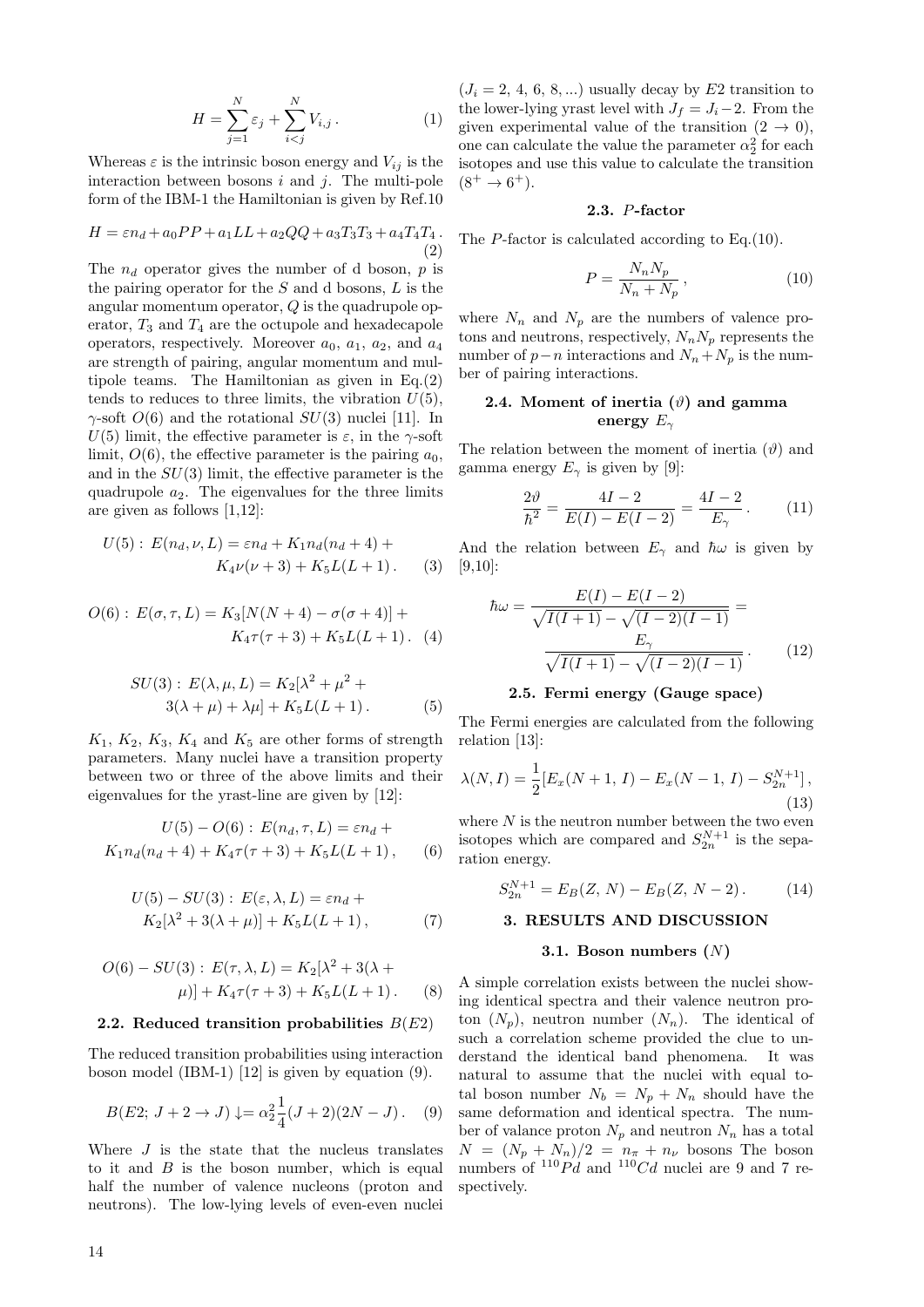$$H = \sum_{j=1}^{N} \varepsilon_j + \sum_{i<j}^{N} V_{i,j}\,. \tag{1}$$

Whereas $\varepsilon$ is the intrinsic boson energy and $V_{ij}$ is the interaction between bosons $i$ and $j$. The multi-pole form of the IBM-1 the Hamiltonian is given by Ref.10

$$H = \varepsilon n_d + a_0 PP + a_1 LL + a_2 QQ + a_3 T_3 T_3 + a_4 T_4 T_4\,. \tag{2}$$

The $n_d$ operator gives the number of d boson, $p$ is the pairing operator for the $S$ and d bosons, $L$ is the angular momentum operator, $Q$ is the quadrupole operator, $T_3$ and $T_4$ are the octupole and hexadecapole operators, respectively. Moreover $a_0$, $a_1$, $a_2$, and $a_4$ are strength of pairing, angular momentum and multipole teams. The Hamiltonian as given in Eq.(2) tends to reduces to three limits, the vibration $U(5)$, $\gamma$-soft $O(6)$ and the rotational $SU(3)$ nuclei [11]. In $U(5)$ limit, the effective parameter is $\varepsilon$, in the $\gamma$-soft limit, $O(6)$, the effective parameter is the pairing $a_0$, and in the $SU(3)$ limit, the effective parameter is the quadrupole $a_2$. The eigenvalues for the three limits are given as follows [1,12]:

$$U(5):\; E(n_d,\nu,L) = \varepsilon n_d + K_1 n_d(n_d+4) + K_4\nu(\nu+3) + K_5 L(L+1)\,. \tag{3}$$

$$O(6):\; E(\sigma,\tau,L) = K_3[N(N+4) - \sigma(\sigma+4)] + K_4\tau(\tau+3) + K_5 L(L+1)\,. \tag{4}$$

$$SU(3):\; E(\lambda,\mu,L) = K_2[\lambda^2 + \mu^2 + 3(\lambda+\mu) + \lambda\mu] + K_5 L(L+1)\,. \tag{5}$$

$K_1$, $K_2$, $K_3$, $K_4$ and $K_5$ are other forms of strength parameters. Many nuclei have a transition property between two or three of the above limits and their eigenvalues for the yrast-line are given by [12]:

$$U(5)-O(6):\; E(n_d,\tau,L) = \varepsilon n_d + K_1 n_d(n_d+4) + K_4\tau(\tau+3) + K_5 L(L+1)\,, \tag{6}$$

$$U(5)-SU(3):\; E(\varepsilon,\lambda,L) = \varepsilon n_d + K_2[\lambda^2 + 3(\lambda+\mu)] + K_5 L(L+1)\,, \tag{7}$$

$$O(6)-SU(3):\; E(\tau,\lambda,L) = K_2[\lambda^2 + 3(\lambda+\mu)] + K_4\tau(\tau+3) + K_5 L(L+1)\,. \tag{8}$$

### 2.2. Reduced transition probabilities $B(E2)$

The reduced transition probabilities using interaction boson model (IBM-1) [12] is given by equation (9).

$$B(E2;\,J+2 \to J)\downarrow = \alpha_2^2 \frac{1}{4}(J+2)(2N-J)\,. \tag{9}$$

Where $J$ is the state that the nucleus translates to it and $B$ is the boson number, which is equal half the number of valence nucleons (proton and neutrons). The low-lying levels of even-even nuclei ($J_i = 2, 4, 6, 8, ...$) usually decay by $E2$ transition to the lower-lying yrast level with $J_f = J_i - 2$. From the given experimental value of the transition ($2 \to 0$), one can calculate the value the parameter $\alpha_2^2$ for each isotopes and use this value to calculate the transition ($8^+ \to 6^+$).

### 2.3. $P$-factor

The $P$-factor is calculated according to Eq.(10).

$$P = \frac{N_n N_p}{N_n + N_p}\,, \tag{10}$$

where $N_n$ and $N_p$ are the numbers of valence protons and neutrons, respectively, $N_n N_p$ represents the number of $p-n$ interactions and $N_n + N_p$ is the number of pairing interactions.

### 2.4. Moment of inertia ($\vartheta$) and gamma energy $E_\gamma$

The relation between the moment of inertia ($\vartheta$) and gamma energy $E_\gamma$ is given by [9]:

$$\frac{2\vartheta}{\hbar^2} = \frac{4I-2}{E(I)-E(I-2)} = \frac{4I-2}{E_\gamma}\,. \tag{11}$$

And the relation between $E_\gamma$ and $\hbar\omega$ is given by [9,10]:

$$\hbar\omega = \frac{E(I)-E(I-2)}{\sqrt{I(I+1)} - \sqrt{(I-2)(I-1)}} = \frac{E_\gamma}{\sqrt{I(I+1)} - \sqrt{(I-2)(I-1)}}\,. \tag{12}$$

### 2.5. Fermi energy (Gauge space)

The Fermi energies are calculated from the following relation [13]:

$$\lambda(N,I) = \frac{1}{2}[E_x(N+1,\,I) - E_x(N-1,\,I) - S_{2n}^{N+1}]\,, \tag{13}$$

where $N$ is the neutron number between the two even isotopes which are compared and $S_{2n}^{N+1}$ is the separation energy.

$$S_{2n}^{N+1} = E_B(Z,\,N) - E_B(Z,\,N-2)\,. \tag{14}$$

## 3. RESULTS AND DISCUSSION

### 3.1. Boson numbers ($N$)

A simple correlation exists between the nuclei showing identical spectra and their valence neutron proton ($N_p$), neutron number ($N_n$). The identical of such a correlation scheme provided the clue to understand the identical band phenomena. It was natural to assume that the nuclei with equal total boson number $N_b = N_p + N_n$ should have the same deformation and identical spectra. The number of valance proton $N_p$ and neutron $N_n$ has a total $N = (N_p + N_n)/2 = n_\pi + n_\nu$ bosons The boson numbers of $^{110}Pd$ and $^{110}Cd$ nuclei are 9 and 7 respectively.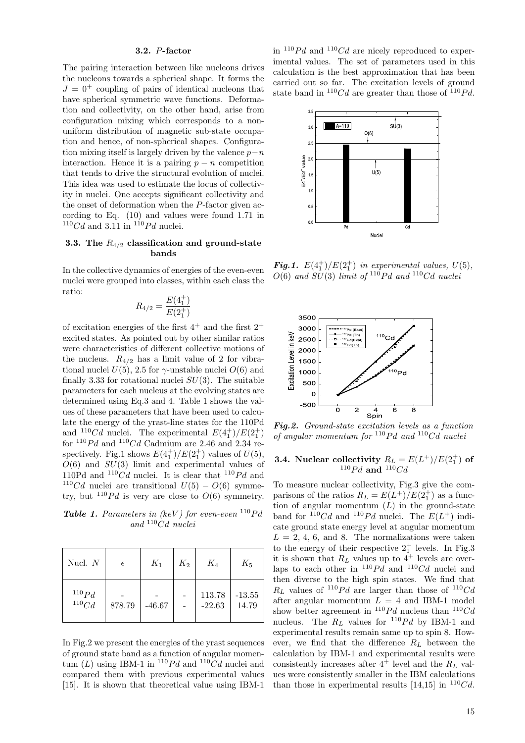### 3.2. *P*-factor

The pairing interaction between like nucleons drives the nucleons towards a spherical shape. It forms the $J = 0^+$ coupling of pairs of identical nucleons that have spherical symmetric wave functions. Deformation and collectivity, on the other hand, arise from configuration mixing which corresponds to a non-uniform distribution of magnetic sub-state occupation and hence, of non-spherical shapes. Configuration mixing itself is largely driven by the valence $p-n$ interaction. Hence it is a pairing $p-n$ competition that tends to drive the structural evolution of nuclei. This idea was used to estimate the locus of collectivity in nuclei. One accepts significant collectivity and the onset of deformation when the *P*-factor given according to Eq. (10) and values were found 1.71 in $^{110}Cd$ and 3.11 in $^{110}Pd$ nuclei.

### 3.3. The $R_{4/2}$ classification and ground-state bands

In the collective dynamics of energies of the even-even nuclei were grouped into classes, within each class the ratio:

$$R_{4/2} = \frac{E(4_1^+)}{E(2_1^+)}$$

of excitation energies of the first $4^+$ and the first $2^+$ excited states. As pointed out by other similar ratios were characteristics of different collective motions of the nucleus. $R_{4/2}$ has a limit value of 2 for vibrational nuclei $U(5)$, 2.5 for $\gamma$-unstable nuclei $O(6)$ and finally 3.33 for rotational nuclei $SU(3)$. The suitable parameters for each nucleus at the evolving states are determined using Eq.3 and 4. Table 1 shows the values of these parameters that have been used to calculate the energy of the yrast-line states for the 110Pd and $^{110}Cd$ nuclei. The experimental $E(4_1^+)/E(2_1^+)$ for $^{110}Pd$ and $^{110}Cd$ Cadmium are 2.46 and 2.34 respectively. Fig.1 shows $E(4_1^+)/E(2_1^+)$ values of $U(5)$, $O(6)$ and $SU(3)$ limit and experimental values of 110Pd and $^{110}Cd$ nuclei. It is clear that $^{110}Pd$ and $^{110}Cd$ nuclei are transitional $U(5) - O(6)$ symmetry, but $^{110}Pd$ is very are close to $O(6)$ symmetry.

***Table 1.*** *Parameters in (keV) for even-even $^{110}Pd$ and $^{110}Cd$ nuclei*

| Nucl. $N$ | $\epsilon$ | $K_1$ | $K_2$ | $K_4$ | $K_5$ |
|---|---|---|---|---|---|
| $^{110}Pd$ | - | - | - | 113.78 | -13.55 |
| $^{110}Cd$ | 878.79 | -46.67 | - | -22.63 | 14.79 |

In Fig.2 we present the energies of the yrast sequences of ground state band as a function of angular momentum ($L$) using IBM-1 in $^{110}Pd$ and $^{110}Cd$ nuclei and compared them with previous experimental values [15]. It is shown that theoretical value using IBM-1 in $^{110}Pd$ and $^{110}Cd$ are nicely reproduced to experimental values. The set of parameters used in this calculation is the best approximation that has been carried out so far. The excitation levels of ground state band in $^{110}Cd$ are greater than those of $^{110}Pd$.

***Fig.1.*** *$E(4_1^+)/E(2_1^+)$ in experimental values, $U(5)$, $O(6)$ and $SU(3)$ limit of $^{110}Pd$ and $^{110}Cd$ nuclei*

***Fig.2.*** *Ground-state excitation levels as a function of angular momentum for $^{110}Pd$ and $^{110}Cd$ nuclei*

### 3.4. Nuclear collectivity $R_L = E(L^+)/E(2_1^+)$ of $^{110}Pd$ and $^{110}Cd$

To measure nuclear collectivity, Fig.3 give the comparisons of the ratios $R_L = E(L^+)/E(2_1^+)$ as a function of angular momentum ($L$) in the ground-state band for $^{110}Cd$ and $^{110}Pd$ nuclei. The $E(L^+)$ indicate ground state energy level at angular momentum $L$ = 2, 4, 6, and 8. The normalizations were taken to the energy of their respective $2_1^+$ levels. In Fig.3 it is shown that $R_L$ values up to $4^+$ levels are overlaps to each other in $^{110}Pd$ and $^{110}Cd$ nuclei and then diverse to the high spin states. We find that $R_L$ values of $^{110}Pd$ are larger than those of $^{110}Cd$ after angular momentum $L = 4$ and IBM-1 model show better agreement in $^{110}Pd$ nucleus than $^{110}Cd$ nucleus. The $R_L$ values for $^{110}Pd$ by IBM-1 and experimental results remain same up to spin 8. However, we find that the difference $R_L$ between the calculation by IBM-1 and experimental results were consistently increases after $4^+$ level and the $R_L$ values were consistently smaller in the IBM calculations than those in experimental results [14,15] in $^{110}Cd$.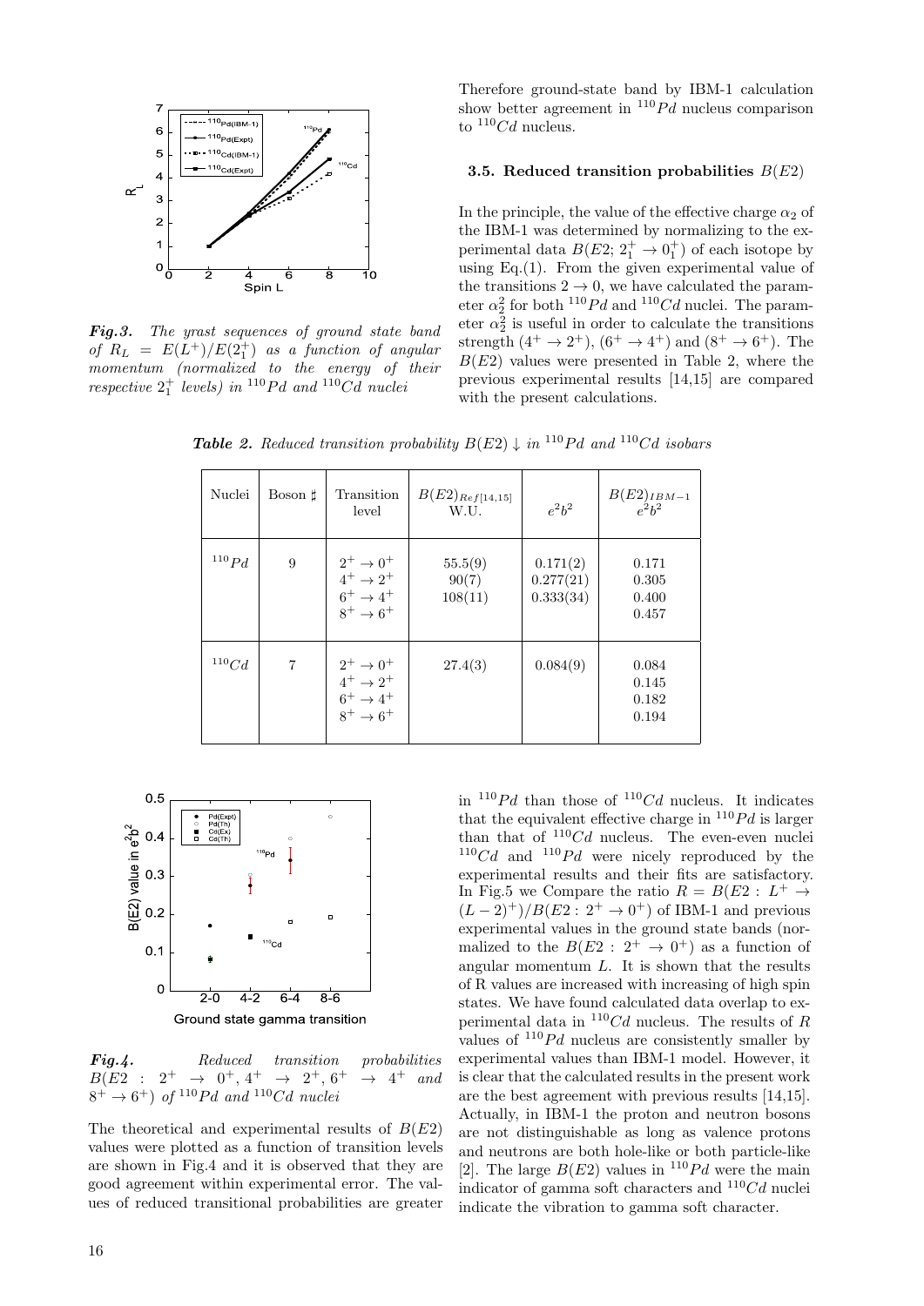*Fig.3. The yrast sequences of ground state band of $R_L = E(L^+)/E(2_1^+)$ as a function of angular momentum (normalized to the energy of their respective $2_1^+$ levels) in $^{110}Pd$ and $^{110}Cd$ nuclei*

Therefore ground-state band by IBM-1 calculation show better agreement in $^{110}Pd$ nucleus comparison to $^{110}Cd$ nucleus.

### 3.5. Reduced transition probabilities $B(E2)$

In the principle, the value of the effective charge $\alpha_2$ of the IBM-1 was determined by normalizing to the experimental data $B(E2;\, 2_1^+ \to 0_1^+)$ of each isotope by using Eq.(1). From the given experimental value of the transitions $2 \to 0$, we have calculated the parameter $\alpha_2^2$ for both $^{110}Pd$ and $^{110}Cd$ nuclei. The parameter $\alpha_2^2$ is useful in order to calculate the transitions strength $(4^+ \to 2^+)$, $(6^+ \to 4^+)$ and $(8^+ \to 6^+)$. The $B(E2)$ values were presented in Table 2, where the previous experimental results [14,15] are compared with the present calculations.

***Table 2.*** *Reduced transition probability $B(E2)\downarrow$ in $^{110}Pd$ and $^{110}Cd$ isobars*

| Nuclei | Boson ♯ | Transition level | $B(E2)_{Ref[14,15]}$ W.U. | $e^2b^2$ | $B(E2)_{IBM-1}$ $e^2b^2$ |
|---|---|---|---|---|---|
| $^{110}Pd$ | 9 | $2^+ \to 0^+$ | 55.5(9) | 0.171(2) | 0.171 |
| | | $4^+ \to 2^+$ | 90(7) | 0.277(21) | 0.305 |
| | | $6^+ \to 4^+$ | 108(11) | 0.333(34) | 0.400 |
| | | $8^+ \to 6^+$ | | | 0.457 |
| $^{110}Cd$ | 7 | $2^+ \to 0^+$ | 27.4(3) | 0.084(9) | 0.084 |
| | | $4^+ \to 2^+$ | | | 0.145 |
| | | $6^+ \to 4^+$ | | | 0.182 |
| | | $8^+ \to 6^+$ | | | 0.194 |

*Fig.4. Reduced transition probabilities $B(E2:\ 2^+ \to 0^+, 4^+ \to 2^+, 6^+ \to 4^+$ and $8^+ \to 6^+)$ of $^{110}Pd$ and $^{110}Cd$ nuclei*

The theoretical and experimental results of $B(E2)$ values were plotted as a function of transition levels are shown in Fig.4 and it is observed that they are good agreement within experimental error. The values of reduced transitional probabilities are greater in $^{110}Pd$ than those of $^{110}Cd$ nucleus. It indicates that the equivalent effective charge in $^{110}Pd$ is larger than that of $^{110}Cd$ nucleus. The even-even nuclei $^{110}Cd$ and $^{110}Pd$ were nicely reproduced by the experimental results and their fits are satisfactory. In Fig.5 we Compare the ratio $R = B(E2:\ L^+ \to (L-2)^+)/B(E2:\ 2^+ \to 0^+)$ of IBM-1 and previous experimental values in the ground state bands (normalized to the $B(E2:\ 2^+ \to 0^+)$ as a function of angular momentum $L$. It is shown that the results of R values are increased with increasing of high spin states. We have found calculated data overlap to experimental data in $^{110}Cd$ nucleus. The results of $R$ values of $^{110}Pd$ nucleus are consistently smaller by experimental values than IBM-1 model. However, it is clear that the calculated results in the present work are the best agreement with previous results [14,15]. Actually, in IBM-1 the proton and neutron bosons are not distinguishable as long as valence protons and neutrons are both hole-like or both particle-like [2]. The large $B(E2)$ values in $^{110}Pd$ were the main indicator of gamma soft characters and $^{110}Cd$ nuclei indicate the vibration to gamma soft character.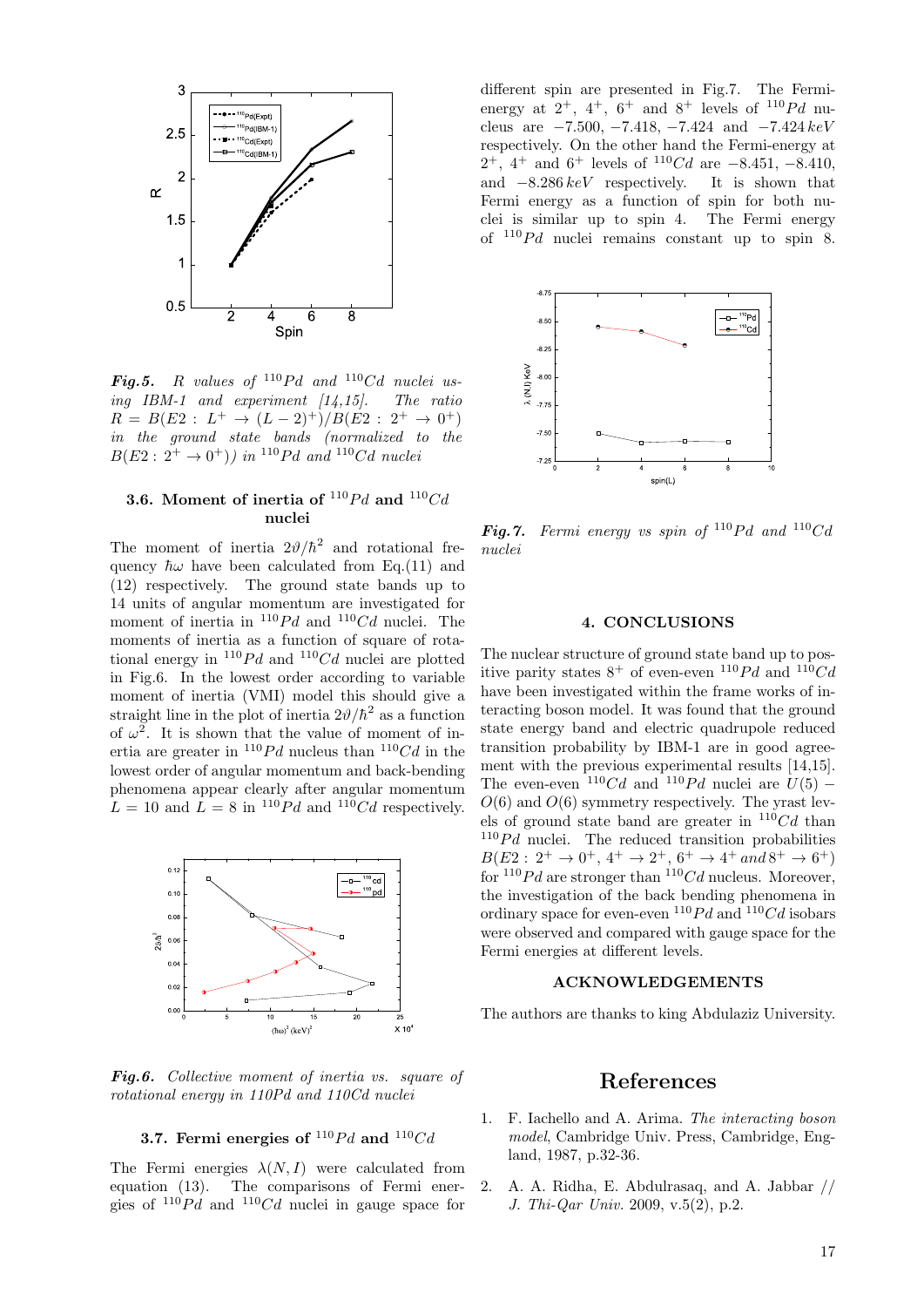***Fig.5.*** *R values of* $^{110}Pd$ *and* $^{110}Cd$ *nuclei using IBM-1 and experiment [14,15]. The ratio* $R = B(E2: L^+ \rightarrow (L-2)^+)/B(E2: 2^+ \rightarrow 0^+)$ *in the ground state bands (normalized to the* $B(E2: 2^+ \rightarrow 0^+)$*) in* $^{110}Pd$ *and* $^{110}Cd$ *nuclei*

### 3.6. Moment of inertia of $^{110}Pd$ and $^{110}Cd$ nuclei

The moment of inertia $2\vartheta/\hbar^2$ and rotational frequency $\hbar\omega$ have been calculated from Eq.(11) and (12) respectively. The ground state bands up to 14 units of angular momentum are investigated for moment of inertia in $^{110}Pd$ and $^{110}Cd$ nuclei. The moments of inertia as a function of square of rotational energy in $^{110}Pd$ and $^{110}Cd$ nuclei are plotted in Fig.6. In the lowest order according to variable moment of inertia (VMI) model this should give a straight line in the plot of inertia $2\vartheta/\hbar^2$ as a function of $\omega^2$. It is shown that the value of moment of inertia are greater in $^{110}Pd$ nucleus than $^{110}Cd$ in the lowest order of angular momentum and back-bending phenomena appear clearly after angular momentum $L = 10$ and $L = 8$ in $^{110}Pd$ and $^{110}Cd$ respectively.

***Fig.6.*** *Collective moment of inertia vs. square of rotational energy in 110Pd and 110Cd nuclei*

### 3.7. Fermi energies of $^{110}Pd$ and $^{110}Cd$

The Fermi energies $\lambda(N, I)$ were calculated from equation (13). The comparisons of Fermi energies of $^{110}Pd$ and $^{110}Cd$ nuclei in gauge space for different spin are presented in Fig.7. The Fermi-energy at $2^+$, $4^+$, $6^+$ and $8^+$ levels of $^{110}Pd$ nucleus are $-7.500$, $-7.418$, $-7.424$ and $-7.424\,keV$ respectively. On the other hand the Fermi-energy at $2^+$, $4^+$ and $6^+$ levels of $^{110}Cd$ are $-8.451$, $-8.410$, and $-8.286\,keV$ respectively. It is shown that Fermi energy as a function of spin for both nuclei is similar up to spin 4. The Fermi energy of $^{110}Pd$ nuclei remains constant up to spin 8.

***Fig.7.*** *Fermi energy vs spin of* $^{110}Pd$ *and* $^{110}Cd$ *nuclei*

## 4. CONCLUSIONS

The nuclear structure of ground state band up to positive parity states $8^+$ of even-even $^{110}Pd$ and $^{110}Cd$ have been investigated within the frame works of interacting boson model. It was found that the ground state energy band and electric quadrupole reduced transition probability by IBM-1 are in good agreement with the previous experimental results [14,15]. The even-even $^{110}Cd$ and $^{110}Pd$ nuclei are $U(5)-O(6)$ and $O(6)$ symmetry respectively. The yrast levels of ground state band are greater in $^{110}Cd$ than $^{110}Pd$ nuclei. The reduced transition probabilities $B(E2: 2^+ \rightarrow 0^+, 4^+ \rightarrow 2^+, 6^+ \rightarrow 4^+ \, and \, 8^+ \rightarrow 6^+)$ for $^{110}Pd$ are stronger than $^{110}Cd$ nucleus. Moreover, the investigation of the back bending phenomena in ordinary space for even-even $^{110}Pd$ and $^{110}Cd$ isobars were observed and compared with gauge space for the Fermi energies at different levels.

## ACKNOWLEDGEMENTS

The authors are thanks to king Abdulaziz University.

# References

1. F. Iachello and A. Arima. *The interacting boson model*, Cambridge Univ. Press, Cambridge, England, 1987, p.32-36.

2. A. A. Ridha, E. Abdulrasaq, and A. Jabbar // *J. Thi-Qar Univ.* 2009, v.5(2), p.2.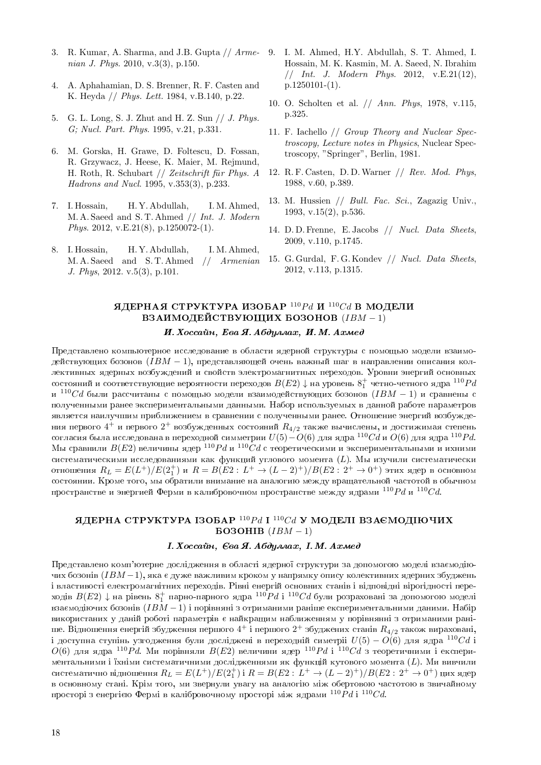3. R. Kumar, A. Sharma, and J.B. Gupta // *Armenian J. Phys.* 2010, v.3(3), p.150.

4. A. Aphahamian, D. S. Brenner, R. F. Casten and K. Heyda // *Phys. Lett.* 1984, v.B.140, p.22.

5. G. L. Long, S. J. Zhut and H. Z. Sun // *J. Phys. G; Nucl. Part. Phys.* 1995, v.21, p.331.

6. M. Gorska, H. Grawe, D. Foltescu, D. Fossan, R. Grzywacz, J. Heese, K. Maier, M. Rejmund, H. Roth, R. Schubart // *Zeitschrift für Phys. A Hadrons and Nucl.* 1995, v.353(3), p.233.

7. I. Hossain, H. Y. Abdullah, I. M. Ahmed, M. A. Saeed and S. T. Ahmed // *Int. J. Modern Phys.* 2012, v.E.21(8), p.1250072-(1).

8. I. Hossain, H. Y. Abdullah, I. M. Ahmed, M. A. Saeed and S. T. Ahmed // *Armenian J. Phys*, 2012. v.5(3), p.101.

9. I. M. Ahmed, H.Y. Abdullah, S. T. Ahmed, I. Hossain, M. K. Kasmin, M. A. Saeed, N. Ibrahim // *Int. J. Modern Phys.* 2012, v.E.21(12), p.1250101-(1).

10. O. Scholten et al. // *Ann. Phys*, 1978, v.115, p.325.

11. F. Iachello // *Group Theory and Nuclear Spectroscopy, Lecture notes in Physics*, Nuclear Spectroscopy, "Springer", Berlin, 1981.

12. R. F. Casten, D. D. Warner // *Rev. Mod. Phys*, 1988, v.60, p.389.

13. M. Hussien // *Bull. Fac. Sci.*, Zagazig Univ., 1993, v.15(2), p.536.

14. D. D. Frenne, E. Jacobs // *Nucl. Data Sheets*, 2009, v.110, p.1745.

15. G. Gurdal, F. G. Kondev // *Nucl. Data Sheets*, 2012, v.113, p.1315.

## ЯДЕРНАЯ СТРУКТУРА ИЗОБАР $^{110}Pd$ И $^{110}Cd$ В МОДЕЛИ ВЗАИМОДЕЙСТВУЮЩИХ БОЗОНОВ $(IBM-1)$

***И. Хоссайн, Ева Я. Абдуллах, И. М. Ахмед***

Представлено компьютерное исследование в области ядерной структуры с помощью модели взаимодействующих бозонов $(IBM-1)$, представляющей очень важный шаг в направлении описания коллективных ядерных возбуждений и свойств электромагнитных переходов. Уровни энергий основных состояний и соответствующие вероятности переходов $B(E2)\downarrow$ на уровень $8_1^+$ четно-четного ядра $^{110}Pd$ и $^{110}Cd$ были рассчитаны с помощью модели взаимодействующих бозонов $(IBM-1)$ и сравнены с полученными ранее экспериментальными данными. Набор используемых в данной работе параметров является наилучшим приближением в сравнении с полученными ранее. Отношение энергий возбуждения первого $4^+$ и первого $2^+$ возбужденных состояний $R_{4/2}$ также вычислены, и достижимая степень согласия была исследована в переходной симметрии $U(5)-O(6)$ для ядра $^{110}Cd$ и $O(6)$ для ядра $^{110}Pd$. Мы сравнили $B(E2)$ величины ядер $^{110}Pd$ и $^{110}Cd$ с теоретическими и экспериментальными и ихними систематическими исследованиями как функций углового момента $(L)$. Мы изучили систематически отношения $R_L = E(L^+)/E(2_1^+)$ и $R = B(E2: L^+ \to (L-2)^+)/B(E2: 2^+ \to 0^+)$ этих ядер в основном состоянии. Кроме того, мы обратили внимание на аналогию между вращательной частотой в обычном пространстве и энергией Ферми в калибровочном пространстве между ядрами $^{110}Pd$ и $^{110}Cd$.

## ЯДЕРНА СТРУКТУРА ІЗОБАР $^{110}Pd$ І $^{110}Cd$ У МОДЕЛІ ВЗАЄМОДІЮЧИХ БОЗОНІВ $(IBM-1)$

***І. Хоссайн, Єва Я. Абдуллах, І. М. Ахмед***

Представлено комп'ютерне дослідження в області ядерної структури за допомогою моделі взаємодіючих бозонів $(IBM-1)$, яка є дуже важливим кроком у напрямку опису колективних ядерних збуджень і властивості електромагнітних переходів. Рівні енергій основних станів і відповідні вірогідності переходів $B(E2)\downarrow$ на рівень $8_1^+$ парно-парного ядра $^{110}Pd$ і $^{110}Cd$ були розраховані за допомогою моделі взаємодіючих бозонів $(IBM-1)$ і порівняні з отриманими раніше експериментальними даними. Набір використаних у даній роботі параметрів є найкращим наближенням у порівнянні з отриманими раніше. Відношення енергій збудження першого $4^+$ і першого $2^+$ збуджених станів $R_{4/2}$ також вираховані, і доступна ступінь узгодження були досліджені в перехідній симетрії $U(5)-O(6)$ для ядра $^{110}Cd$ і $O(6)$ для ядра $^{110}Pd$. Ми порівняли $B(E2)$ величини ядер $^{110}Pd$ і $^{110}Cd$ з теоретичними і експериментальними і їхніми систематичними дослідженнями як функцій кутового момента $(L)$. Ми вивчили систематично відношення $R_L = E(L^+)/E(2_1^+)$ і $R = B(E2: L^+ \to (L-2)^+)/B(E2: 2^+ \to 0^+)$ цих ядер в основному стані. Крім того, ми звернули увагу на аналогію між обертовою частотою в звичайному просторі з енергією Фермі в калібровочному просторі між ядрами $^{110}Pd$ і $^{110}Cd$.